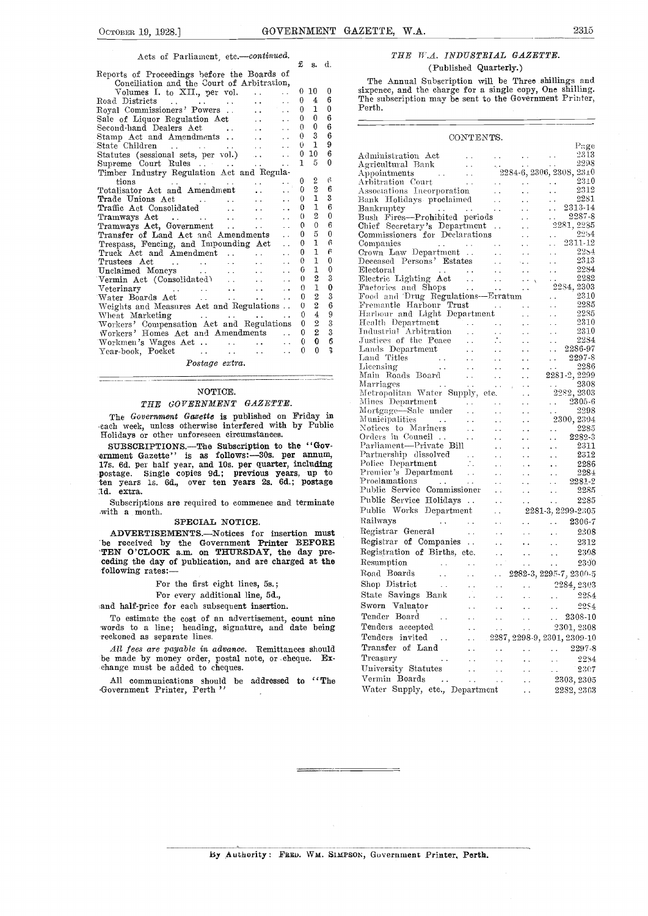Acts of Parliament, etc.—*continued.*

| | £ | s. | d. |
|---|---|---|---|
| Reports of Proceedings before the Boards of Conciliation and the Court of Arbitration, Volumes I. to XII., per vol. | 0 | 10 | 0 |
| Road Districts | 0 | 4 | 6 |
| Royal Commissioners' Powers | 0 | 1 | 0 |
| Sale of Liquor Regulation Act | 0 | 0 | 6 |
| Second-hand Dealers Act | 0 | 0 | 6 |
| Stamp Act and Amendments | 0 | 3 | 6 |
| State Children | 0 | 1 | 9 |
| Statutes (sessional sets, per vol.) | 0 | 10 | 6 |
| Supreme Court Rules | 1 | 5 | 0 |
| Timber Industry Regulation Act and Regulations | 0 | 2 | 6 |
| Totalisator Act and Amendment | 0 | 2 | 6 |
| Trade Unions Act | 0 | 1 | 3 |
| Traffic Act Consolidated | 0 | 1 | 6 |
| Tramways Act | 0 | 2 | 0 |
| Tramways Act, Government | 0 | 0 | 6 |
| Transfer of Land Act and Amendments | 0 | 5 | 0 |
| Trespass, Fencing, and Impounding Act | 0 | 1 | 6 |
| Truck Act and Amendment | 0 | 1 | 6 |
| Trustees Act | 0 | 1 | 0 |
| Unclaimed Moneys | 0 | 1 | 0 |
| Vermin Act (Consolidated) | 0 | 2 | 3 |
| Veterinary | 0 | 1 | 0 |
| Water Boards Act | 0 | 2 | 3 |
| Weights and Measures Act and Regulations | 0 | 2 | 6 |
| Wheat Marketing | 0 | 4 | 9 |
| Workers' Compensation Act and Regulations | 0 | 2 | 3 |
| Workers' Homes Act and Amendments | 0 | 2 | 3 |
| Workmen's Wages Act | 0 | 0 | 6 |
| Year-book, Pocket | 0 | 0 | 3 |

*Postage extra.*

## NOTICE.

### *THE GOVERNMENT GAZETTE.*

The *Government Gazette* is published on Friday in each week, unless otherwise interfered with by Public Holidays or other unforeseen circumstances.

**SUBSCRIPTIONS.—The Subscription to the "Government Gazette" is as follows:—30s. per annum, 17s. 6d. per half year, and 10s. per quarter, including postage. Single copies 9d.; previous years, up to ten years 1s. 6d., over ten years 2s. 6d.; postage 1d. extra.**

Subscriptions are required to commence and terminate with a month.

### SPECIAL NOTICE.

**ADVERTISEMENTS.—Notices for insertion must be received by the Government Printer BEFORE TEN O'CLOCK a.m. on THURSDAY, the day preceding the day of publication, and are charged at the following rates:—**

For the first eight lines, 5s.;

For every additional line, 5d.,

and half-price for each subsequent insertion.

To estimate the cost of an advertisement, count nine words to a line; heading, signature, and date being reckoned as separate lines.

*All fees are payable in advance.* Remittances should be made by money order, postal note, or cheque. Exchange must be added to cheques.

All communications should be addressed to "The Government Printer, Perth"

### *THE W.A. INDUSTRIAL GAZETTE.*

**(Published Quarterly.)**

The Annual Subscription will be Three shillings and sixpence, and the charge for a single copy, One shilling. The subscription may be sent to the Government Printer, Perth.

## CONTENTS.

| | Page |
|---|---|
| Administration Act | 2313 |
| Agricultural Bank | 2298 |
| Appointments | 2284-6, 2306, 2308, 2310 |
| Arbitration Court | 2310 |
| Associations Incorporation | 2312 |
| Bank Holidays proclaimed | 2281 |
| Bankruptcy | 2313-14 |
| Bush Fires—Prohibited periods | 2287-8 |
| Chief Secretary's Department | 2281, 2285 |
| Commissioners for Declarations | 2284 |
| Companies | 2311-12 |
| Crown Law Department | 2284 |
| Deceased Persons' Estates | 2313 |
| Electoral | 2284 |
| Electric Lighting Act | 2282 |
| Factories and Shops | 2284, 2303 |
| Food and Drug Regulations—Erratum | 2310 |
| Fremantle Harbour Trust | 2285 |
| Harbour and Light Department | 2285 |
| Health Department | 2310 |
| Industrial Arbitration | 2310 |
| Justices of the Peace | 2284 |
| Lands Department | 2286-97 |
| Land Titles | 2297-8 |
| Licensing | 2286 |
| Main Roads Board | 2281-2, 2299 |
| Marriages | 2308 |
| Metropolitan Water Supply, etc. | 2282, 2303 |
| Mines Department | 2305-6 |
| Mortgage—Sale under | 2298 |
| Municipalities | 2300, 2304 |
| Notices to Mariners | 2285 |
| Orders in Council | 2282-3 |
| Parliament—Private Bill | 2311 |
| Partnership dissolved | 2312 |
| Police Department | 2286 |
| Premier's Department | 2284 |
| Proclamations | 2281-2 |
| Public Service Commissioner | 2285 |
| Public Service Holidays | 2285 |
| Public Works Department | 2281-3, 2299-2305 |
| Railways | 2306-7 |
| Registrar General | 2308 |
| Registrar of Companies | 2312 |
| Registration of Births, etc. | 2308 |
| Resumption | 2300 |
| Road Boards | 2282-3, 2295-7, 2300-5 |
| Shop District | 2284, 2303 |
| State Savings Bank | 2284 |
| Sworn Valuator | 2284 |
| Tender Board | 2308-10 |
| Tenders accepted | 2301, 2308 |
| Tenders invited | 2287, 2298-9, 2301, 2309-10 |
| Transfer of Land | 2297-8 |
| Treasury | 2284 |
| University Statutes | 2307 |
| Vermin Boards | 2303, 2305 |
| Water Supply, etc., Department | 2282, 2303 |

By Authority: FRED. WM. SIMPSON, Government Printer, Perth.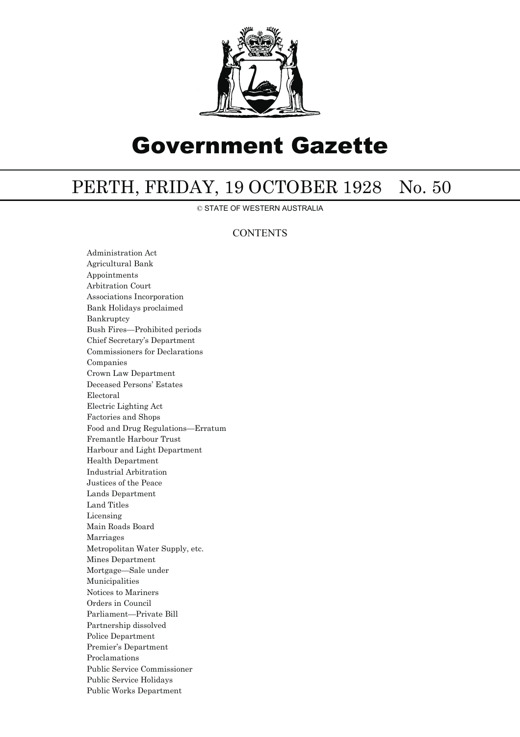# Government Gazette

## PERTH, FRIDAY, 19 OCTOBER 1928 No. 50

© STATE OF WESTERN AUSTRALIA

### CONTENTS

Administration Act
Agricultural Bank
Appointments
Arbitration Court
Associations Incorporation
Bank Holidays proclaimed
Bankruptcy
Bush Fires—Prohibited periods
Chief Secretary's Department
Commissioners for Declarations
Companies
Crown Law Department
Deceased Persons' Estates
Electoral
Electric Lighting Act
Factories and Shops
Food and Drug Regulations—Erratum
Fremantle Harbour Trust
Harbour and Light Department
Health Department
Industrial Arbitration
Justices of the Peace
Lands Department
Land Titles
Licensing
Main Roads Board
Marriages
Metropolitan Water Supply, etc.
Mines Department
Mortgage—Sale under
Municipalities
Notices to Mariners
Orders in Council
Parliament—Private Bill
Partnership dissolved
Police Department
Premier's Department
Proclamations
Public Service Commissioner
Public Service Holidays
Public Works Department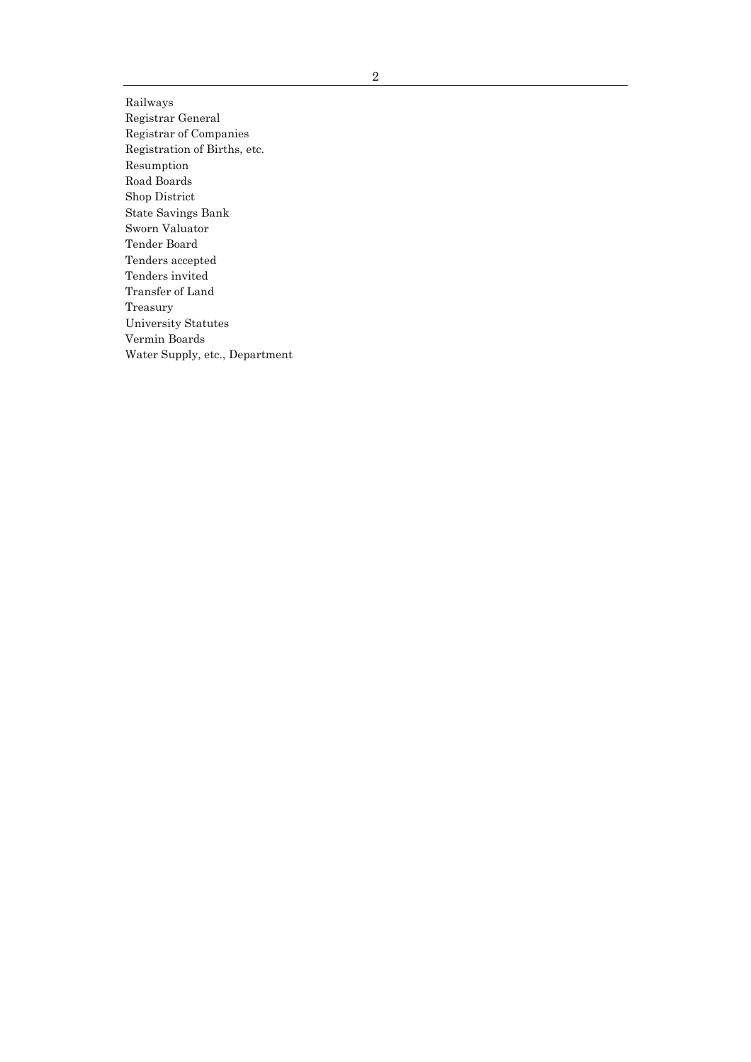Railways
Registrar General
Registrar of Companies
Registration of Births, etc.
Resumption
Road Boards
Shop District
State Savings Bank
Sworn Valuator
Tender Board
Tenders accepted
Tenders invited
Transfer of Land
Treasury
University Statutes
Vermin Boards
Water Supply, etc., Department